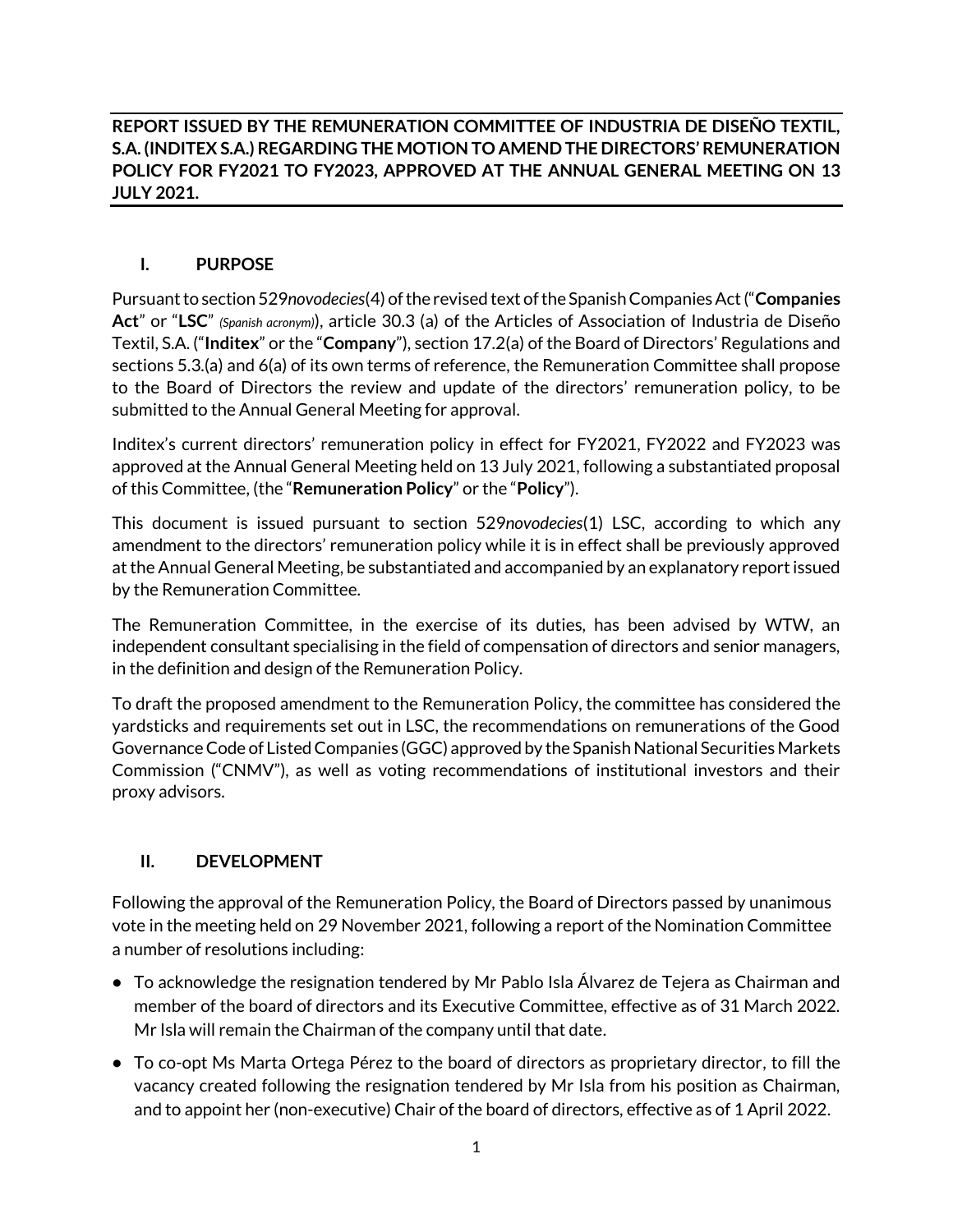**REPORT ISSUED BY THE REMUNERATION COMMITTEE OF INDUSTRIA DE DISEÑO TEXTIL, S.A. (INDITEX S.A.) REGARDING THE MOTION TO AMEND THE DIRECTORS' REMUNERATION POLICY FOR FY2021 TO FY2023, APPROVED AT THE ANNUAL GENERAL MEETING ON 13 JULY 2021.**

## I. PURPOSE

Pursuant to section 529*novodecies*(4) of the revised text of the Spanish Companies Act ("**Companies Act**" or "**LSC**" *(Spanish acronym)*), article 30.3 (a) of the Articles of Association of Industria de Diseño Textil, S.A. ("**Inditex**" or the "**Company**"), section 17.2(a) of the Board of Directors' Regulations and sections 5.3.(a) and 6(a) of its own terms of reference, the Remuneration Committee shall propose to the Board of Directors the review and update of the directors' remuneration policy, to be submitted to the Annual General Meeting for approval.

Inditex's current directors' remuneration policy in effect for FY2021, FY2022 and FY2023 was approved at the Annual General Meeting held on 13 July 2021, following a substantiated proposal of this Committee, (the "**Remuneration Policy**" or the "**Policy**").

This document is issued pursuant to section 529*novodecies*(1) LSC, according to which any amendment to the directors' remuneration policy while it is in effect shall be previously approved at the Annual General Meeting, be substantiated and accompanied by an explanatory report issued by the Remuneration Committee.

The Remuneration Committee, in the exercise of its duties, has been advised by WTW, an independent consultant specialising in the field of compensation of directors and senior managers, in the definition and design of the Remuneration Policy.

To draft the proposed amendment to the Remuneration Policy, the committee has considered the yardsticks and requirements set out in LSC, the recommendations on remunerations of the Good Governance Code of Listed Companies (GGC) approved by the Spanish National Securities Markets Commission ("CNMV"), as well as voting recommendations of institutional investors and their proxy advisors.

## II. DEVELOPMENT

Following the approval of the Remuneration Policy, the Board of Directors passed by unanimous vote in the meeting held on 29 November 2021, following a report of the Nomination Committee a number of resolutions including:

- To acknowledge the resignation tendered by Mr Pablo Isla Álvarez de Tejera as Chairman and member of the board of directors and its Executive Committee, effective as of 31 March 2022. Mr Isla will remain the Chairman of the company until that date.
- To co-opt Ms Marta Ortega Pérez to the board of directors as proprietary director, to fill the vacancy created following the resignation tendered by Mr Isla from his position as Chairman, and to appoint her (non-executive) Chair of the board of directors, effective as of 1 April 2022.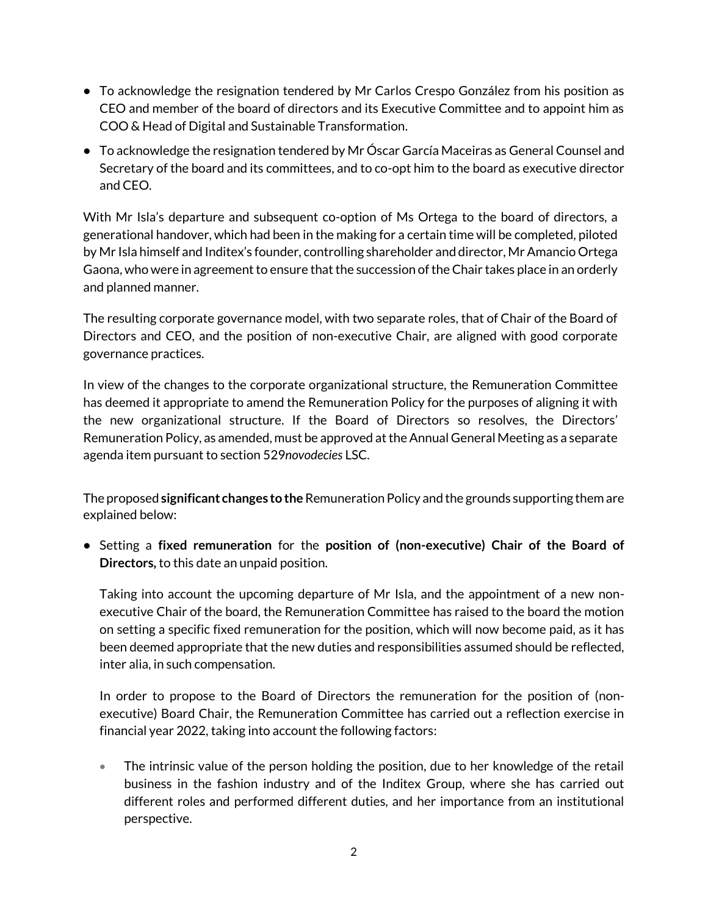- To acknowledge the resignation tendered by Mr Carlos Crespo González from his position as CEO and member of the board of directors and its Executive Committee and to appoint him as COO & Head of Digital and Sustainable Transformation.
- To acknowledge the resignation tendered by Mr Óscar García Maceiras as General Counsel and Secretary of the board and its committees, and to co-opt him to the board as executive director and CEO.

With Mr Isla's departure and subsequent co-option of Ms Ortega to the board of directors, a generational handover, which had been in the making for a certain time will be completed, piloted by Mr Isla himself and Inditex's founder, controlling shareholder and director, Mr Amancio Ortega Gaona, who were in agreement to ensure that the succession of the Chair takes place in an orderly and planned manner.

The resulting corporate governance model, with two separate roles, that of Chair of the Board of Directors and CEO, and the position of non-executive Chair, are aligned with good corporate governance practices.

In view of the changes to the corporate organizational structure, the Remuneration Committee has deemed it appropriate to amend the Remuneration Policy for the purposes of aligning it with the new organizational structure. If the Board of Directors so resolves, the Directors' Remuneration Policy, as amended, must be approved at the Annual General Meeting as a separate agenda item pursuant to section 529*novodecies* LSC.

The proposed **significant changes to the** Remuneration Policy and the grounds supporting them are explained below:

- Setting a **fixed remuneration** for the **position of (non-executive) Chair of the Board of Directors,** to this date an unpaid position.

  Taking into account the upcoming departure of Mr Isla, and the appointment of a new non-executive Chair of the board, the Remuneration Committee has raised to the board the motion on setting a specific fixed remuneration for the position, which will now become paid, as it has been deemed appropriate that the new duties and responsibilities assumed should be reflected, inter alia, in such compensation.

  In order to propose to the Board of Directors the remuneration for the position of (non-executive) Board Chair, the Remuneration Committee has carried out a reflection exercise in financial year 2022, taking into account the following factors:

  - The intrinsic value of the person holding the position, due to her knowledge of the retail business in the fashion industry and of the Inditex Group, where she has carried out different roles and performed different duties, and her importance from an institutional perspective.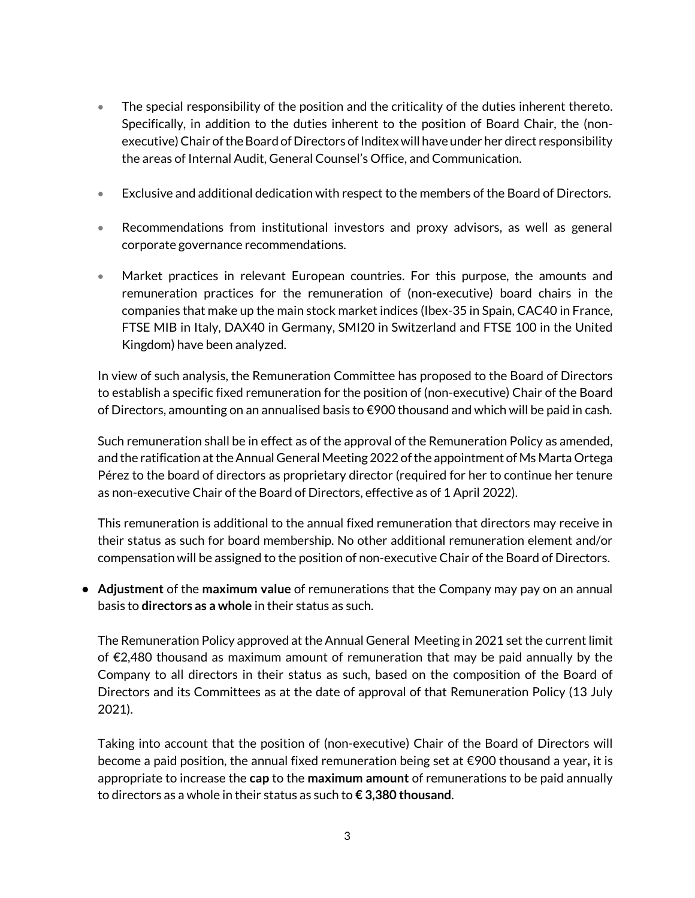- The special responsibility of the position and the criticality of the duties inherent thereto. Specifically, in addition to the duties inherent to the position of Board Chair, the (non-executive) Chair of the Board of Directors of Inditex will have under her direct responsibility the areas of Internal Audit, General Counsel's Office, and Communication.

- Exclusive and additional dedication with respect to the members of the Board of Directors.

- Recommendations from institutional investors and proxy advisors, as well as general corporate governance recommendations.

- Market practices in relevant European countries. For this purpose, the amounts and remuneration practices for the remuneration of (non-executive) board chairs in the companies that make up the main stock market indices (Ibex-35 in Spain, CAC40 in France, FTSE MIB in Italy, DAX40 in Germany, SMI20 in Switzerland and FTSE 100 in the United Kingdom) have been analyzed.

  In view of such analysis, the Remuneration Committee has proposed to the Board of Directors to establish a specific fixed remuneration for the position of (non-executive) Chair of the Board of Directors, amounting on an annualised basis to €900 thousand and which will be paid in cash.

  Such remuneration shall be in effect as of the approval of the Remuneration Policy as amended, and the ratification at the Annual General Meeting 2022 of the appointment of Ms Marta Ortega Pérez to the board of directors as proprietary director (required for her to continue her tenure as non-executive Chair of the Board of Directors, effective as of 1 April 2022).

  This remuneration is additional to the annual fixed remuneration that directors may receive in their status as such for board membership. No other additional remuneration element and/or compensation will be assigned to the position of non-executive Chair of the Board of Directors.

- **Adjustment** of the **maximum value** of remunerations that the Company may pay on an annual basis to **directors as a whole** in their status as such.

  The Remuneration Policy approved at the Annual General Meeting in 2021 set the current limit of €2,480 thousand as maximum amount of remuneration that may be paid annually by the Company to all directors in their status as such, based on the composition of the Board of Directors and its Committees as at the date of approval of that Remuneration Policy (13 July 2021).

  Taking into account that the position of (non-executive) Chair of the Board of Directors will become a paid position, the annual fixed remuneration being set at €900 thousand a year, it is appropriate to increase the **cap** to the **maximum amount** of remunerations to be paid annually to directors as a whole in their status as such to **€ 3,380 thousand**.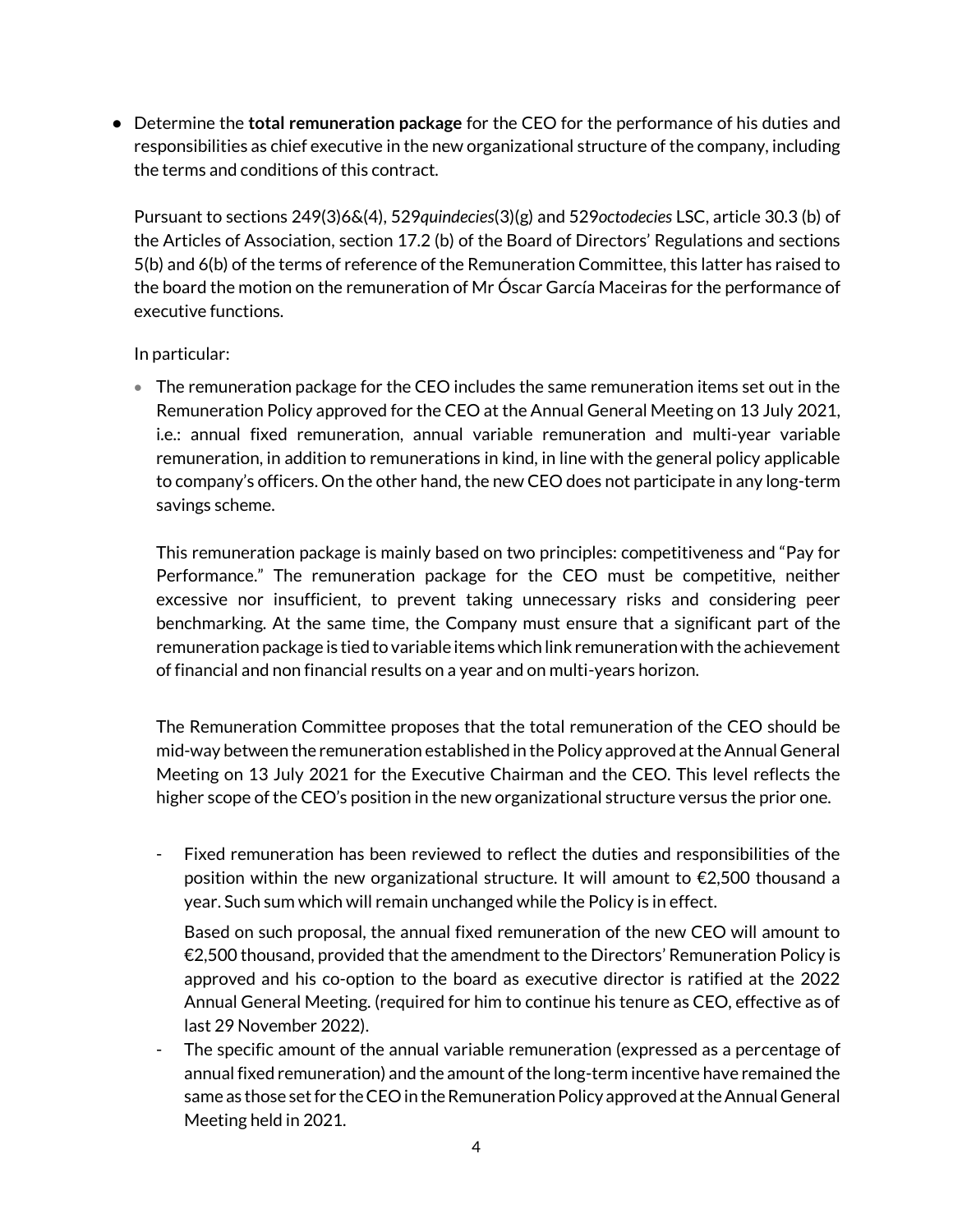- Determine the **total remuneration package** for the CEO for the performance of his duties and responsibilities as chief executive in the new organizational structure of the company, including the terms and conditions of this contract.

  Pursuant to sections 249(3)6&(4), 529*quindecies*(3)(g) and 529*octodecies* LSC, article 30.3 (b) of the Articles of Association, section 17.2 (b) of the Board of Directors' Regulations and sections 5(b) and 6(b) of the terms of reference of the Remuneration Committee, this latter has raised to the board the motion on the remuneration of Mr Óscar García Maceiras for the performance of executive functions.

  In particular:

  - The remuneration package for the CEO includes the same remuneration items set out in the Remuneration Policy approved for the CEO at the Annual General Meeting on 13 July 2021, i.e.: annual fixed remuneration, annual variable remuneration and multi-year variable remuneration, in addition to remunerations in kind, in line with the general policy applicable to company's officers. On the other hand, the new CEO does not participate in any long-term savings scheme.

    This remuneration package is mainly based on two principles: competitiveness and "Pay for Performance." The remuneration package for the CEO must be competitive, neither excessive nor insufficient, to prevent taking unnecessary risks and considering peer benchmarking. At the same time, the Company must ensure that a significant part of the remuneration package is tied to variable items which link remuneration with the achievement of financial and non financial results on a year and on multi-years horizon.

    The Remuneration Committee proposes that the total remuneration of the CEO should be mid-way between the remuneration established in the Policy approved at the Annual General Meeting on 13 July 2021 for the Executive Chairman and the CEO. This level reflects the higher scope of the CEO's position in the new organizational structure versus the prior one.

    - Fixed remuneration has been reviewed to reflect the duties and responsibilities of the position within the new organizational structure. It will amount to €2,500 thousand a year. Such sum which will remain unchanged while the Policy is in effect.

      Based on such proposal, the annual fixed remuneration of the new CEO will amount to €2,500 thousand, provided that the amendment to the Directors' Remuneration Policy is approved and his co-option to the board as executive director is ratified at the 2022 Annual General Meeting. (required for him to continue his tenure as CEO, effective as of last 29 November 2022).
    - The specific amount of the annual variable remuneration (expressed as a percentage of annual fixed remuneration) and the amount of the long-term incentive have remained the same as those set for the CEO in the Remuneration Policy approved at the Annual General Meeting held in 2021.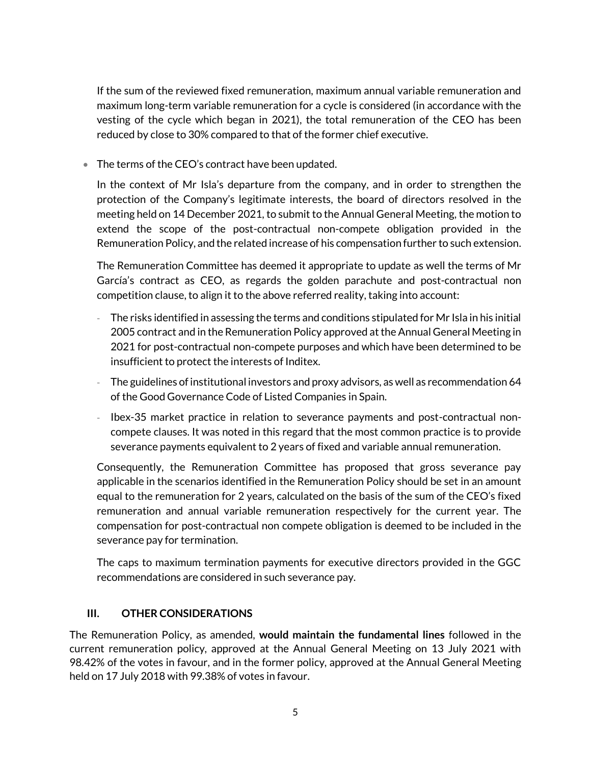If the sum of the reviewed fixed remuneration, maximum annual variable remuneration and maximum long-term variable remuneration for a cycle is considered (in accordance with the vesting of the cycle which began in 2021), the total remuneration of the CEO has been reduced by close to 30% compared to that of the former chief executive.

- The terms of the CEO's contract have been updated.

  In the context of Mr Isla's departure from the company, and in order to strengthen the protection of the Company's legitimate interests, the board of directors resolved in the meeting held on 14 December 2021, to submit to the Annual General Meeting, the motion to extend the scope of the post-contractual non-compete obligation provided in the Remuneration Policy, and the related increase of his compensation further to such extension.

  The Remuneration Committee has deemed it appropriate to update as well the terms of Mr García's contract as CEO, as regards the golden parachute and post-contractual non competition clause, to align it to the above referred reality, taking into account:

  - The risks identified in assessing the terms and conditions stipulated for Mr Isla in his initial 2005 contract and in the Remuneration Policy approved at the Annual General Meeting in 2021 for post-contractual non-compete purposes and which have been determined to be insufficient to protect the interests of Inditex.
  - The guidelines of institutional investors and proxy advisors, as well as recommendation 64 of the Good Governance Code of Listed Companies in Spain.
  - Ibex-35 market practice in relation to severance payments and post-contractual non-compete clauses. It was noted in this regard that the most common practice is to provide severance payments equivalent to 2 years of fixed and variable annual remuneration.

  Consequently, the Remuneration Committee has proposed that gross severance pay applicable in the scenarios identified in the Remuneration Policy should be set in an amount equal to the remuneration for 2 years, calculated on the basis of the sum of the CEO's fixed remuneration and annual variable remuneration respectively for the current year. The compensation for post-contractual non compete obligation is deemed to be included in the severance pay for termination.

  The caps to maximum termination payments for executive directors provided in the GGC recommendations are considered in such severance pay.

## III. OTHER CONSIDERATIONS

The Remuneration Policy, as amended, **would maintain the fundamental lines** followed in the current remuneration policy, approved at the Annual General Meeting on 13 July 2021 with 98.42% of the votes in favour, and in the former policy, approved at the Annual General Meeting held on 17 July 2018 with 99.38% of votes in favour.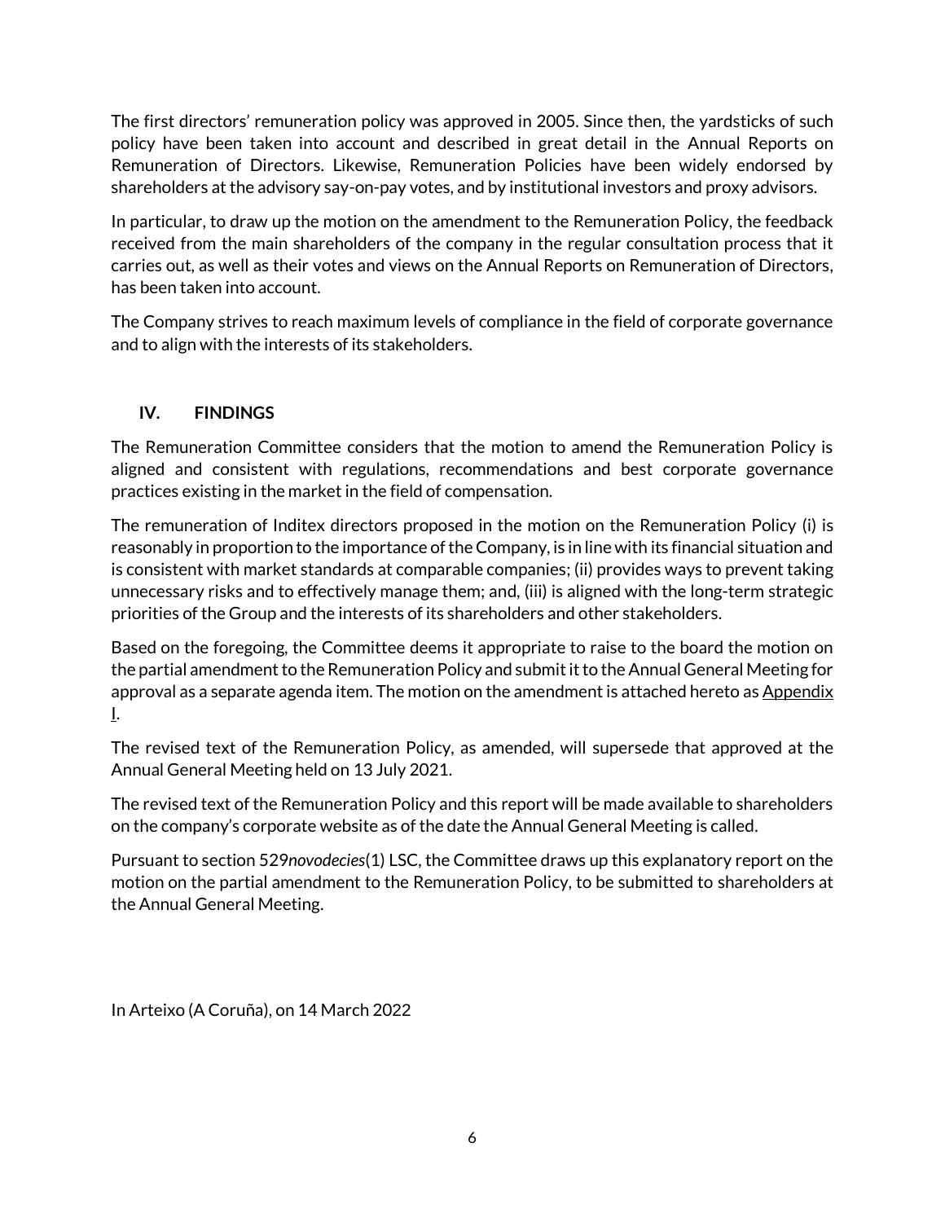The first directors' remuneration policy was approved in 2005. Since then, the yardsticks of such policy have been taken into account and described in great detail in the Annual Reports on Remuneration of Directors. Likewise, Remuneration Policies have been widely endorsed by shareholders at the advisory say-on-pay votes, and by institutional investors and proxy advisors.

In particular, to draw up the motion on the amendment to the Remuneration Policy, the feedback received from the main shareholders of the company in the regular consultation process that it carries out, as well as their votes and views on the Annual Reports on Remuneration of Directors, has been taken into account.

The Company strives to reach maximum levels of compliance in the field of corporate governance and to align with the interests of its stakeholders.

## IV. FINDINGS

The Remuneration Committee considers that the motion to amend the Remuneration Policy is aligned and consistent with regulations, recommendations and best corporate governance practices existing in the market in the field of compensation.

The remuneration of Inditex directors proposed in the motion on the Remuneration Policy (i) is reasonably in proportion to the importance of the Company, is in line with its financial situation and is consistent with market standards at comparable companies; (ii) provides ways to prevent taking unnecessary risks and to effectively manage them; and, (iii) is aligned with the long-term strategic priorities of the Group and the interests of its shareholders and other stakeholders.

Based on the foregoing, the Committee deems it appropriate to raise to the board the motion on the partial amendment to the Remuneration Policy and submit it to the Annual General Meeting for approval as a separate agenda item. The motion on the amendment is attached hereto as Appendix I.

The revised text of the Remuneration Policy, as amended, will supersede that approved at the Annual General Meeting held on 13 July 2021.

The revised text of the Remuneration Policy and this report will be made available to shareholders on the company's corporate website as of the date the Annual General Meeting is called.

Pursuant to section 529*novodecies*(1) LSC, the Committee draws up this explanatory report on the motion on the partial amendment to the Remuneration Policy, to be submitted to shareholders at the Annual General Meeting.

In Arteixo (A Coruña), on 14 March 2022